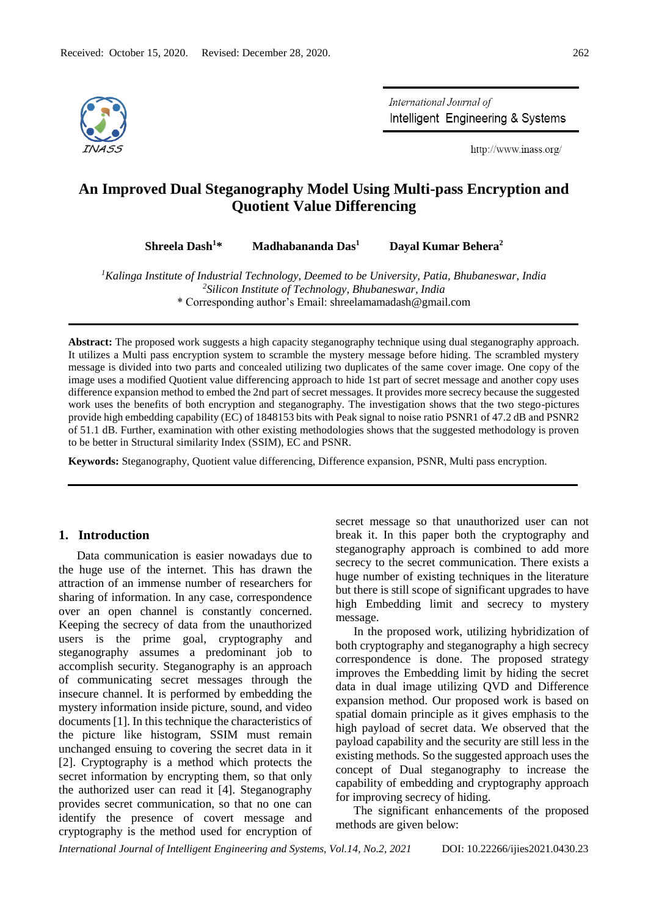Received: October 15, 2020. Revised: December 28, 2020.

# An Improved Dual Steganography Model Using Multi-pass Encryption and Quotient Value Differencing

**Shreela Dash[1]\*** **Madhabananda Das[1]** **Dayal Kumar Behera[2]**

[1] *Kalinga Institute of Industrial Technology, Deemed to be University, Patia, Bhubaneswar, India*
[2] *Silicon Institute of Technology, Bhubaneswar, India*
\* Corresponding author's Email: shreelamamadash@gmail.com

**Abstract:** The proposed work suggests a high capacity steganography technique using dual steganography approach. It utilizes a Multi pass encryption system to scramble the mystery message before hiding. The scrambled mystery message is divided into two parts and concealed utilizing two duplicates of the same cover image. One copy of the image uses a modified Quotient value differencing approach to hide 1st part of secret message and another copy uses difference expansion method to embed the 2nd part of secret messages. It provides more secrecy because the suggested work uses the benefits of both encryption and steganography. The investigation shows that the two stego-pictures provide high embedding capability (EC) of 1848153 bits with Peak signal to noise ratio PSNR1 of 47.2 dB and PSNR2 of 51.1 dB. Further, examination with other existing methodologies shows that the suggested methodology is proven to be better in Structural similarity Index (SSIM), EC and PSNR.

**Keywords:** Steganography, Quotient value differencing, Difference expansion, PSNR, Multi pass encryption.

## 1. Introduction

Data communication is easier nowadays due to the huge use of the internet. This has drawn the attraction of an immense number of researchers for sharing of information. In any case, correspondence over an open channel is constantly concerned. Keeping the secrecy of data from the unauthorized users is the prime goal, cryptography and steganography assumes a predominant job to accomplish security. Steganography is an approach of communicating secret messages through the insecure channel. It is performed by embedding the mystery information inside picture, sound, and video documents [1]. In this technique the characteristics of the picture like histogram, SSIM must remain unchanged ensuing to covering the secret data in it [2]. Cryptography is a method which protects the secret information by encrypting them, so that only the authorized user can read it [4]. Steganography provides secret communication, so that no one can identify the presence of covert message and cryptography is the method used for encryption of secret message so that unauthorized user can not break it. In this paper both the cryptography and steganography approach is combined to add more secrecy to the secret communication. There exists a huge number of existing techniques in the literature but there is still scope of significant upgrades to have high Embedding limit and secrecy to mystery message.

In the proposed work, utilizing hybridization of both cryptography and steganography a high secrecy correspondence is done. The proposed strategy improves the Embedding limit by hiding the secret data in dual image utilizing QVD and Difference expansion method. Our proposed work is based on spatial domain principle as it gives emphasis to the high payload of secret data. We observed that the payload capability and the security are still less in the existing methods. So the suggested approach uses the concept of Dual steganography to increase the capability of embedding and cryptography approach for improving secrecy of hiding.

The significant enhancements of the proposed methods are given below: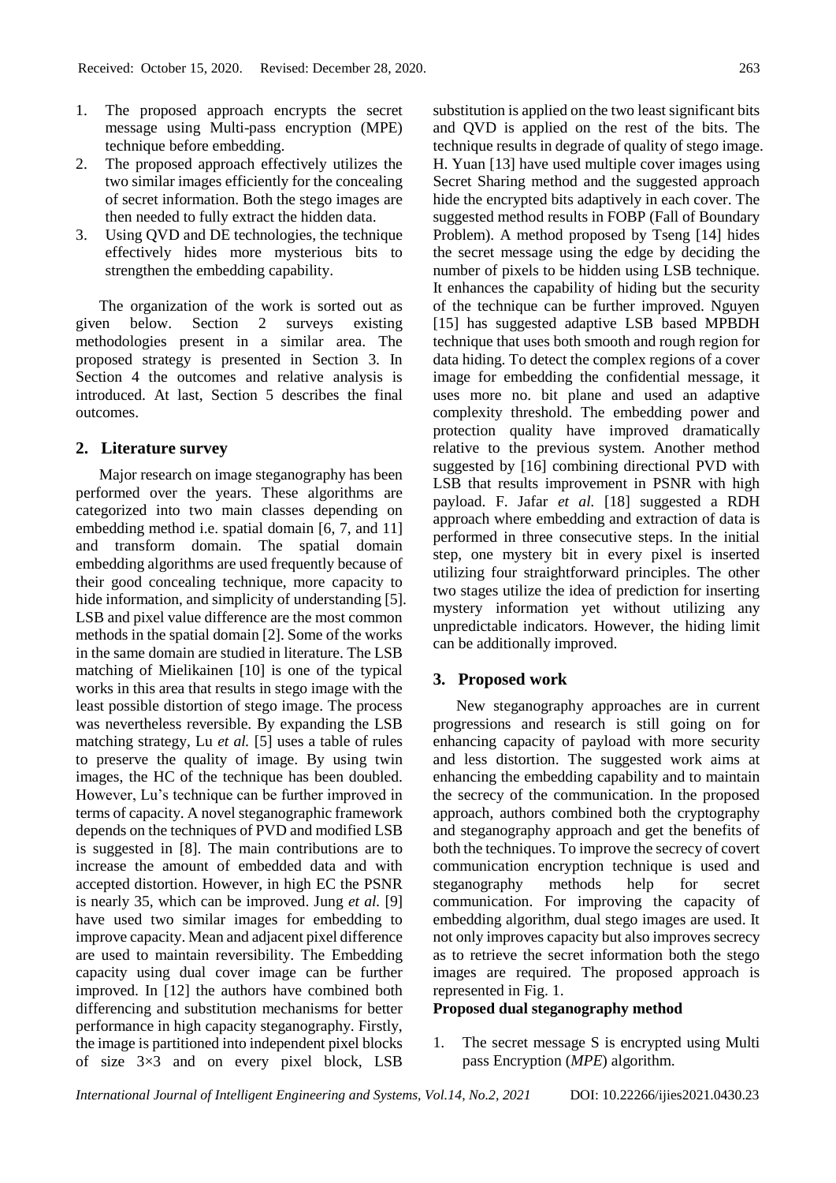1. The proposed approach encrypts the secret message using Multi-pass encryption (MPE) technique before embedding.
2. The proposed approach effectively utilizes the two similar images efficiently for the concealing of secret information. Both the stego images are then needed to fully extract the hidden data.
3. Using QVD and DE technologies, the technique effectively hides more mysterious bits to strengthen the embedding capability.

The organization of the work is sorted out as given below. Section 2 surveys existing methodologies present in a similar area. The proposed strategy is presented in Section 3. In Section 4 the outcomes and relative analysis is introduced. At last, Section 5 describes the final outcomes.

## 2. Literature survey

Major research on image steganography has been performed over the years. These algorithms are categorized into two main classes depending on embedding method i.e. spatial domain [6, 7, and 11] and transform domain. The spatial domain embedding algorithms are used frequently because of their good concealing technique, more capacity to hide information, and simplicity of understanding [5]. LSB and pixel value difference are the most common methods in the spatial domain [2]. Some of the works in the same domain are studied in literature. The LSB matching of Mielikainen [10] is one of the typical works in this area that results in stego image with the least possible distortion of stego image. The process was nevertheless reversible. By expanding the LSB matching strategy, Lu *et al.* [5] uses a table of rules to preserve the quality of image. By using twin images, the HC of the technique has been doubled. However, Lu's technique can be further improved in terms of capacity. A novel steganographic framework depends on the techniques of PVD and modified LSB is suggested in [8]. The main contributions are to increase the amount of embedded data and with accepted distortion. However, in high EC the PSNR is nearly 35, which can be improved. Jung *et al.* [9] have used two similar images for embedding to improve capacity. Mean and adjacent pixel difference are used to maintain reversibility. The Embedding capacity using dual cover image can be further improved. In [12] the authors have combined both differencing and substitution mechanisms for better performance in high capacity steganography. Firstly, the image is partitioned into independent pixel blocks of size 3×3 and on every pixel block, LSB substitution is applied on the two least significant bits and QVD is applied on the rest of the bits. The technique results in degrade of quality of stego image. H. Yuan [13] have used multiple cover images using Secret Sharing method and the suggested approach hide the encrypted bits adaptively in each cover. The suggested method results in FOBP (Fall of Boundary Problem). A method proposed by Tseng [14] hides the secret message using the edge by deciding the number of pixels to be hidden using LSB technique. It enhances the capability of hiding but the security of the technique can be further improved. Nguyen [15] has suggested adaptive LSB based MPBDH technique that uses both smooth and rough region for data hiding. To detect the complex regions of a cover image for embedding the confidential message, it uses more no. bit plane and used an adaptive complexity threshold. The embedding power and protection quality have improved dramatically relative to the previous system. Another method suggested by [16] combining directional PVD with LSB that results improvement in PSNR with high payload. F. Jafar *et al.* [18] suggested a RDH approach where embedding and extraction of data is performed in three consecutive steps. In the initial step, one mystery bit in every pixel is inserted utilizing four straightforward principles. The other two stages utilize the idea of prediction for inserting mystery information yet without utilizing any unpredictable indicators. However, the hiding limit can be additionally improved.

## 3. Proposed work

New steganography approaches are in current progressions and research is still going on for enhancing capacity of payload with more security and less distortion. The suggested work aims at enhancing the embedding capability and to maintain the secrecy of the communication. In the proposed approach, authors combined both the cryptography and steganography approach and get the benefits of both the techniques. To improve the secrecy of covert communication encryption technique is used and steganography methods help for secret communication. For improving the capacity of embedding algorithm, dual stego images are used. It not only improves capacity but also improves secrecy as to retrieve the secret information both the stego images are required. The proposed approach is represented in Fig. 1.

**Proposed dual steganography method**

1. The secret message S is encrypted using Multi pass Encryption (*MPE*) algorithm.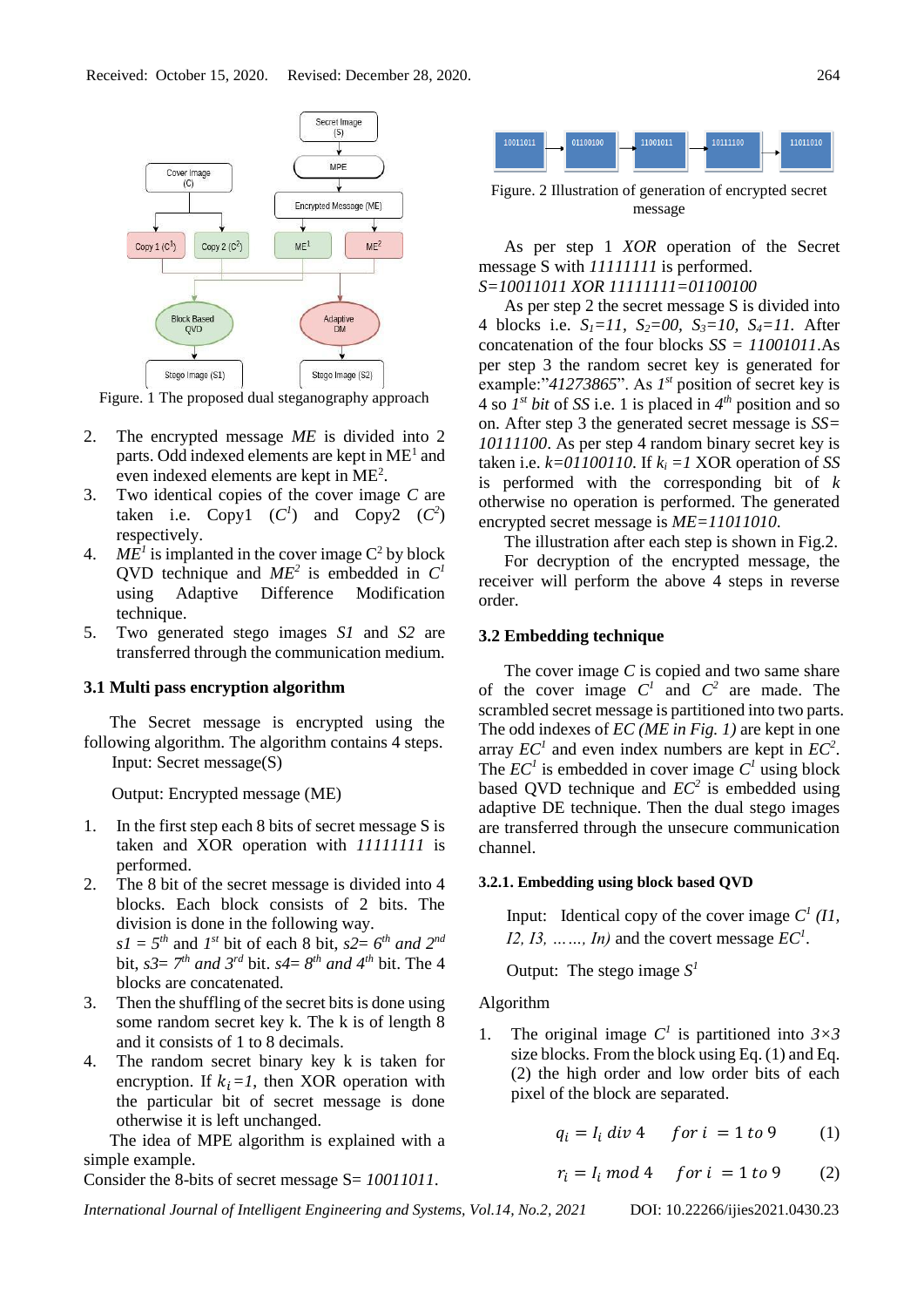Figure. 1 The proposed dual steganography approach

2. The encrypted message *ME* is divided into 2 parts. Odd indexed elements are kept in $ME^1$ and even indexed elements are kept in $ME^2$.
3. Two identical copies of the cover image *C* are taken i.e. Copy1 ($C^1$) and Copy2 ($C^2$) respectively.
4. $ME^1$ is implanted in the cover image $C^2$ by block QVD technique and $ME^2$ is embedded in $C^1$ using Adaptive Difference Modification technique.
5. Two generated stego images *S1* and *S2* are transferred through the communication medium.

### 3.1 Multi pass encryption algorithm

The Secret message is encrypted using the following algorithm. The algorithm contains 4 steps.

Input: Secret message(S)

Output: Encrypted message (ME)

1. In the first step each 8 bits of secret message S is taken and XOR operation with *11111111* is performed.
2. The 8 bit of the secret message is divided into 4 blocks. Each block consists of 2 bits. The division is done in the following way. *s1 = 5th* and *1st* bit of each 8 bit, *s2= 6th and 2nd* bit, *s3= 7th and 3rd* bit. *s4= 8th and 4th* bit. The 4 blocks are concatenated.
3. Then the shuffling of the secret bits is done using some random secret key k. The k is of length 8 and it consists of 1 to 8 decimals.
4. The random secret binary key k is taken for encryption. If $k_i = 1$, then XOR operation with the particular bit of secret message is done otherwise it is left unchanged.

The idea of MPE algorithm is explained with a simple example.

Consider the 8-bits of secret message S= *10011011*.

Figure. 2 Illustration of generation of encrypted secret message

As per step 1 *XOR* operation of the Secret message S with *11111111* is performed.

*S=10011011 XOR 11111111=01100100*

As per step 2 the secret message S is divided into 4 blocks i.e. $S_1=11$, $S_2=00$, $S_3=10$, $S_4=11$. After concatenation of the four blocks *SS = 11001011*.As per step 3 the random secret key is generated for example:"*41273865*". As *1st* position of secret key is 4 so *1st bit* of *SS* i.e. 1 is placed in *4th* position and so on. After step 3 the generated secret message is *SS= 10111100*. As per step 4 random binary secret key is taken i.e. *k=01100110*. If $k_i = 1$ XOR operation of *SS* is performed with the corresponding bit of *k* otherwise no operation is performed. The generated encrypted secret message is *ME=11011010.*

The illustration after each step is shown in Fig.2.

For decryption of the encrypted message, the receiver will perform the above 4 steps in reverse order.

### 3.2 Embedding technique

The cover image *C* is copied and two same share of the cover image $C^1$ and $C^2$ are made. The scrambled secret message is partitioned into two parts. The odd indexes of *EC (ME in Fig. 1)* are kept in one array $EC^1$ and even index numbers are kept in $EC^2$. The $EC^1$ is embedded in cover image $C^1$ using block based QVD technique and $EC^2$ is embedded using adaptive DE technique. Then the dual stego images are transferred through the unsecure communication channel.

#### 3.2.1. Embedding using block based QVD

Input: Identical copy of the cover image $C^1$ *(I1, I2, I3, ……, In)* and the covert message $EC^1$.

Output: The stego image $S^1$

Algorithm

1. The original image $C^1$ is partitioned into $3\times3$ size blocks. From the block using Eq. (1) and Eq. (2) the high order and low order bits of each pixel of the block are separated.

$$q_i = I_i \; div \; 4 \quad for \; i = 1 \; to \; 9 \tag{1}$$

$$r_i = I_i \; mod \; 4 \quad for \; i = 1 \; to \; 9 \tag{2}$$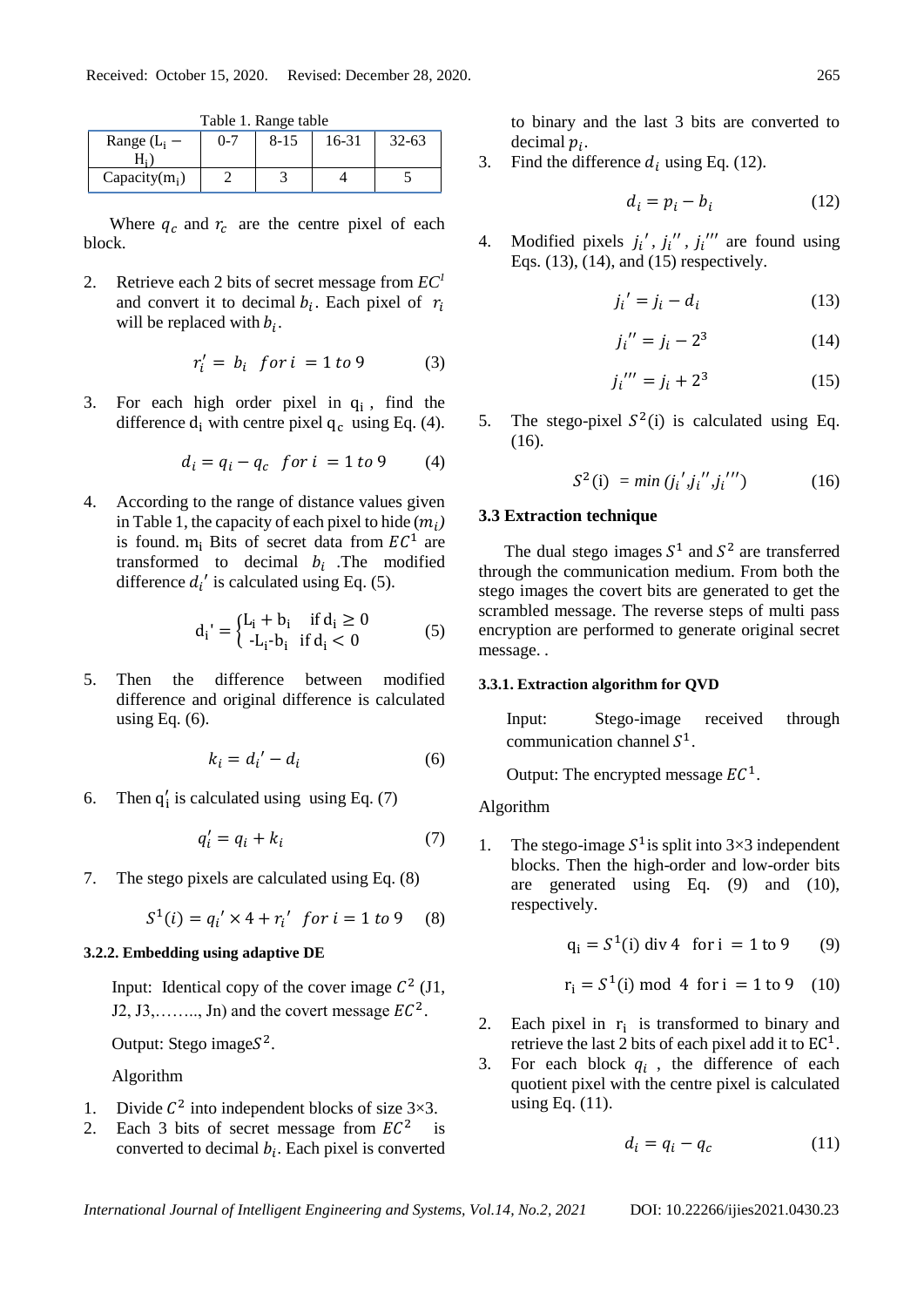Table 1. Range table

| Range ($L_i - H_i$) | 0-7 | 8-15 | 16-31 | 32-63 |
|---|---|---|---|---|
| Capacity($m_i$) | 2 | 3 | 4 | 5 |

Where $q_c$ and $r_c$ are the centre pixel of each block.

2. Retrieve each 2 bits of secret message from $EC^1$ and convert it to decimal $b_i$. Each pixel of $r_i$ will be replaced with $b_i$.

$$r_i' = b_i \quad for\ i = 1\ to\ 9 \tag{3}$$

3. For each high order pixel in $q_i$, find the difference $d_i$ with centre pixel $q_c$ using Eq. (4).

$$d_i = q_i - q_c \quad for\ i = 1\ to\ 9 \tag{4}$$

4. According to the range of distance values given in Table 1, the capacity of each pixel to hide ($m_i$) is found. $m_i$ Bits of secret data from $EC^1$ are transformed to decimal $b_i$. The modified difference $d_i'$ is calculated using Eq. (5).

$$d_i' = \begin{cases} L_i + b_i & \text{if } d_i \geq 0 \\ -L_i - b_i & \text{if } d_i < 0 \end{cases} \tag{5}$$

5. Then the difference between modified difference and original difference is calculated using Eq. (6).

$$k_i = d_i' - d_i \tag{6}$$

6. Then $q_i'$ is calculated using using Eq. (7)

$$q_i' = q_i + k_i \tag{7}$$

7. The stego pixels are calculated using Eq. (8)

$$S^1(i) = q_i' \times 4 + r_i' \quad for\ i = 1\ to\ 9 \tag{8}$$

#### 3.2.2. Embedding using adaptive DE

Input: Identical copy of the cover image $C^2$ (J1, J2, J3,…….., Jn) and the covert message $EC^2$.

Output: Stego image $S^2$.

Algorithm

1. Divide $C^2$ into independent blocks of size 3×3.
2. Each 3 bits of secret message from $EC^2$ is converted to decimal $b_i$. Each pixel is converted to binary and the last 3 bits are converted to decimal $p_i$.
3. Find the difference $d_i$ using Eq. (12).

$$d_i = p_i - b_i \tag{12}$$

4. Modified pixels $j_i'$, $j_i''$, $j_i'''$ are found using Eqs. (13), (14), and (15) respectively.

$$j_i' = j_i - d_i \tag{13}$$

$$j_i'' = j_i - 2^3 \tag{14}$$

$$j_i''' = j_i + 2^3 \tag{15}$$

5. The stego-pixel $S^2$(i) is calculated using Eq. (16).

$$S^2(i) = min\ (j_i', j_i'', j_i''') \tag{16}$$

### 3.3 Extraction technique

The dual stego images $S^1$ and $S^2$ are transferred through the communication medium. From both the stego images the covert bits are generated to get the scrambled message. The reverse steps of multi pass encryption are performed to generate original secret message. .

#### 3.3.1. Extraction algorithm for QVD

Input: Stego-image received through communication channel $S^1$.

Output: The encrypted message $EC^1$.

Algorithm

1. The stego-image $S^1$ is split into 3×3 independent blocks. Then the high-order and low-order bits are generated using Eq. (9) and (10), respectively.

$$q_i = S^1(i)\ \text{div}\ 4 \quad \text{for } i = 1 \text{ to } 9 \tag{9}$$

$$r_i = S^1(i)\ \text{mod}\ 4 \quad \text{for } i = 1 \text{ to } 9 \tag{10}$$

2. Each pixel in $r_i$ is transformed to binary and retrieve the last 2 bits of each pixel add it to $EC^1$.
3. For each block $q_i$, the difference of each quotient pixel with the centre pixel is calculated using Eq. (11).

$$d_i = q_i - q_c \tag{11}$$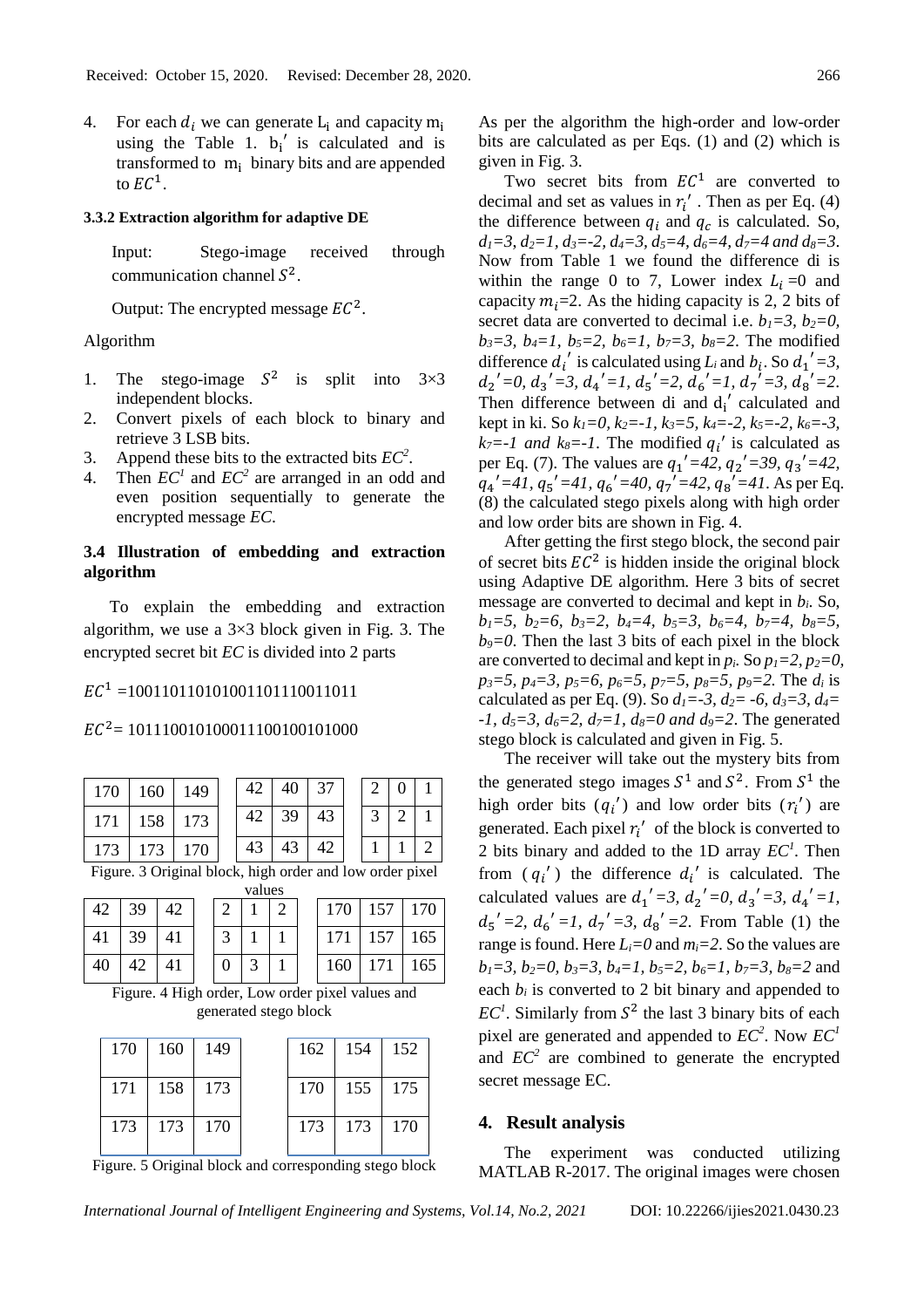4. For each $d_i$ we can generate $L_i$ and capacity $m_i$ using the Table 1. $b_i'$ is calculated and is transformed to $m_i$ binary bits and are appended to $EC^1$.

#### 3.3.2 Extraction algorithm for adaptive DE

Input: Stego-image received through communication channel $S^2$.

Output: The encrypted message $EC^2$.

Algorithm

1. The stego-image $S^2$ is split into 3×3 independent blocks.
2. Convert pixels of each block to binary and retrieve 3 LSB bits.
3. Append these bits to the extracted bits $EC^2$.
4. Then $EC^1$ and $EC^2$ are arranged in an odd and even position sequentially to generate the encrypted message *EC*.

### 3.4 Illustration of embedding and extraction algorithm

To explain the embedding and extraction algorithm, we use a 3×3 block given in Fig. 3. The encrypted secret bit *EC* is divided into 2 parts

$EC^1$ =1001101101010011011110011011

$EC^2$= 1011100101000111001001010000

| 170 | 160 | 149 |
|---|---|---|
| 171 | 158 | 173 |
| 173 | 173 | 170 |

| 42 | 40 | 37 |
|---|---|---|
| 42 | 39 | 43 |
| 43 | 43 | 42 |

| 2 | 0 | 1 |
|---|---|---|
| 3 | 2 | 1 |
| 1 | 1 | 2 |

Figure. 3 Original block, high order and low order pixel values

| 42 | 39 | 42 |
|---|---|---|
| 41 | 39 | 41 |
| 40 | 42 | 41 |

| 2 | 1 | 2 |
|---|---|---|
| 3 | 1 | 1 |
| 0 | 3 | 1 |

| 170 | 157 | 170 |
|---|---|---|
| 171 | 157 | 165 |
| 160 | 171 | 165 |

Figure. 4 High order, Low order pixel values and generated stego block

| 170 | 160 | 149 |
|---|---|---|
| 171 | 158 | 173 |
| 173 | 173 | 170 |

| 162 | 154 | 152 |
|---|---|---|
| 170 | 155 | 175 |
| 173 | 173 | 170 |

Figure. 5 Original block and corresponding stego block

As per the algorithm the high-order and low-order bits are calculated as per Eqs. (1) and (2) which is given in Fig. 3.

Two secret bits from $EC^1$ are converted to decimal and set as values in $r_i'$. Then as per Eq. (4) the difference between $q_i$ and $q_c$ is calculated. So, $d_1=3$, $d_2=1$, $d_3=-2$, $d_4=3$, $d_5=4$, $d_6=4$, $d_7=4$ and $d_8=3$. Now from Table 1 we found the difference di is within the range 0 to 7, Lower index $L_i$ =0 and capacity $m_i$=2. As the hiding capacity is 2, 2 bits of secret data are converted to decimal i.e. $b_1=3$, $b_2=0$, $b_3=3$, $b_4=1$, $b_5=2$, $b_6=1$, $b_7=3$, $b_8=2$. The modified difference $d_i'$ is calculated using $L_i$ and $b_i$. So $d_1'=3$, $d_2'=0$, $d_3'=3$, $d_4'=1$, $d_5'=2$, $d_6'=1$, $d_7'=3$, $d_8'=2$. Then difference between di and $d_i'$ calculated and kept in ki. So $k_1=0$, $k_2=-1$, $k_3=5$, $k_4=-2$, $k_5=-2$, $k_6=-3$, $k_7=-1$ and $k_8=-1$. The modified $q_i'$ is calculated as per Eq. (7). The values are $q_1'=42$, $q_2'=39$, $q_3'=42$, $q_4'=41$, $q_5'=41$, $q_6'=40$, $q_7'=42$, $q_8'=41$. As per Eq. (8) the calculated stego pixels along with high order and low order bits are shown in Fig. 4.

After getting the first stego block, the second pair of secret bits $EC^2$ is hidden inside the original block using Adaptive DE algorithm. Here 3 bits of secret message are converted to decimal and kept in $b_i$. So, $b_1=5$, $b_2=6$, $b_3=2$, $b_4=4$, $b_5=3$, $b_6=4$, $b_7=4$, $b_8=5$, $b_9=0$. Then the last 3 bits of each pixel in the block are converted to decimal and kept in $p_i$. So $p_1=2$, $p_2=0$, $p_3=5$, $p_4=3$, $p_5=6$, $p_6=5$, $p_7=5$, $p_8=5$, $p_9=2$. The $d_i$ is calculated as per Eq. (9). So $d_1=-3$, $d_2= -6$, $d_3=3$, $d_4= -1$, $d_5=3$, $d_6=2$, $d_7=1$, $d_8=0$ and $d_9=2$. The generated stego block is calculated and given in Fig. 5.

The receiver will take out the mystery bits from the generated stego images $S^1$ and $S^2$. From $S^1$ the high order bits ($q_i'$) and low order bits ($r_i'$) are generated. Each pixel $r_i'$ of the block is converted to 2 bits binary and added to the 1D array $EC^1$. Then from ($q_i'$) the difference $d_i'$ is calculated. The calculated values are $d_1'=3$, $d_2'=0$, $d_3'=3$, $d_4'=1$, $d_5'=2$, $d_6'=1$, $d_7'=3$, $d_8'=2$. From Table (1) the range is found. Here $L_i=0$ and $m_i=2$. So the values are $b_1=3$, $b_2=0$, $b_3=3$, $b_4=1$, $b_5=2$, $b_6=1$, $b_7=3$, $b_8=2$ and each $b_i$ is converted to 2 bit binary and appended to $EC^1$. Similarly from $S^2$ the last 3 binary bits of each pixel are generated and appended to $EC^2$. Now $EC^1$ and $EC^2$ are combined to generate the encrypted secret message EC.

## 4. Result analysis

The experiment was conducted utilizing MATLAB R-2017. The original images were chosen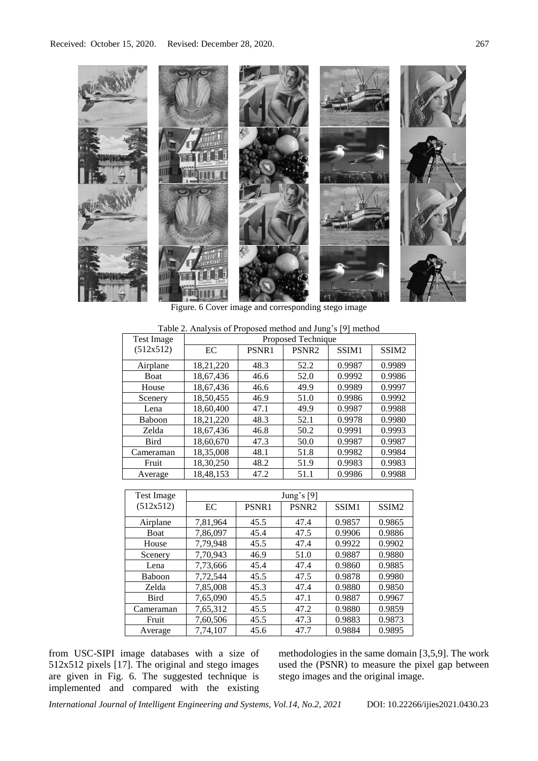Figure. 6 Cover image and corresponding stego image

Table 2. Analysis of Proposed method and Jung's [9] method

| Test Image (512x512) | Proposed Technique | | | | |
|---|---|---|---|---|---|
| | EC | PSNR1 | PSNR2 | SSIM1 | SSIM2 |
| Airplane | 18,21,220 | 48.3 | 52.2 | 0.9987 | 0.9989 |
| Boat | 18,67,436 | 46.6 | 52.0 | 0.9992 | 0.9986 |
| House | 18,67,436 | 46.6 | 49.9 | 0.9989 | 0.9997 |
| Scenery | 18,50,455 | 46.9 | 51.0 | 0.9986 | 0.9992 |
| Lena | 18,60,400 | 47.1 | 49.9 | 0.9987 | 0.9988 |
| Baboon | 18,21,220 | 48.3 | 52.1 | 0.9978 | 0.9980 |
| Zelda | 18,67,436 | 46.8 | 50.2 | 0.9991 | 0.9993 |
| Bird | 18,60,670 | 47.3 | 50.0 | 0.9987 | 0.9987 |
| Cameraman | 18,35,008 | 48.1 | 51.8 | 0.9982 | 0.9984 |
| Fruit | 18,30,250 | 48.2 | 51.9 | 0.9983 | 0.9983 |
| Average | 18,48,153 | 47.2 | 51.1 | 0.9986 | 0.9988 |

| Test Image (512x512) | Jung's [9] | | | | |
|---|---|---|---|---|---|
| | EC | PSNR1 | PSNR2 | SSIM1 | SSIM2 |
| Airplane | 7,81,964 | 45.5 | 47.4 | 0.9857 | 0.9865 |
| Boat | 7,86,097 | 45.4 | 47.5 | 0.9906 | 0.9886 |
| House | 7,79,948 | 45.5 | 47.4 | 0.9922 | 0.9902 |
| Scenery | 7,70,943 | 46.9 | 51.0 | 0.9887 | 0.9880 |
| Lena | 7,73,666 | 45.4 | 47.4 | 0.9860 | 0.9885 |
| Baboon | 7,72,544 | 45.5 | 47.5 | 0.9878 | 0.9980 |
| Zelda | 7,85,008 | 45.3 | 47.4 | 0.9880 | 0.9850 |
| Bird | 7,65,090 | 45.5 | 47.1 | 0.9887 | 0.9967 |
| Cameraman | 7,65,312 | 45.5 | 47.2 | 0.9880 | 0.9859 |
| Fruit | 7,60,506 | 45.5 | 47.3 | 0.9883 | 0.9873 |
| Average | 7,74,107 | 45.6 | 47.7 | 0.9884 | 0.9895 |

from USC-SIPI image databases with a size of 512x512 pixels [17]. The original and stego images are given in Fig. 6. The suggested technique is implemented and compared with the existing methodologies in the same domain [3,5,9]. The work used the (PSNR) to measure the pixel gap between stego images and the original image.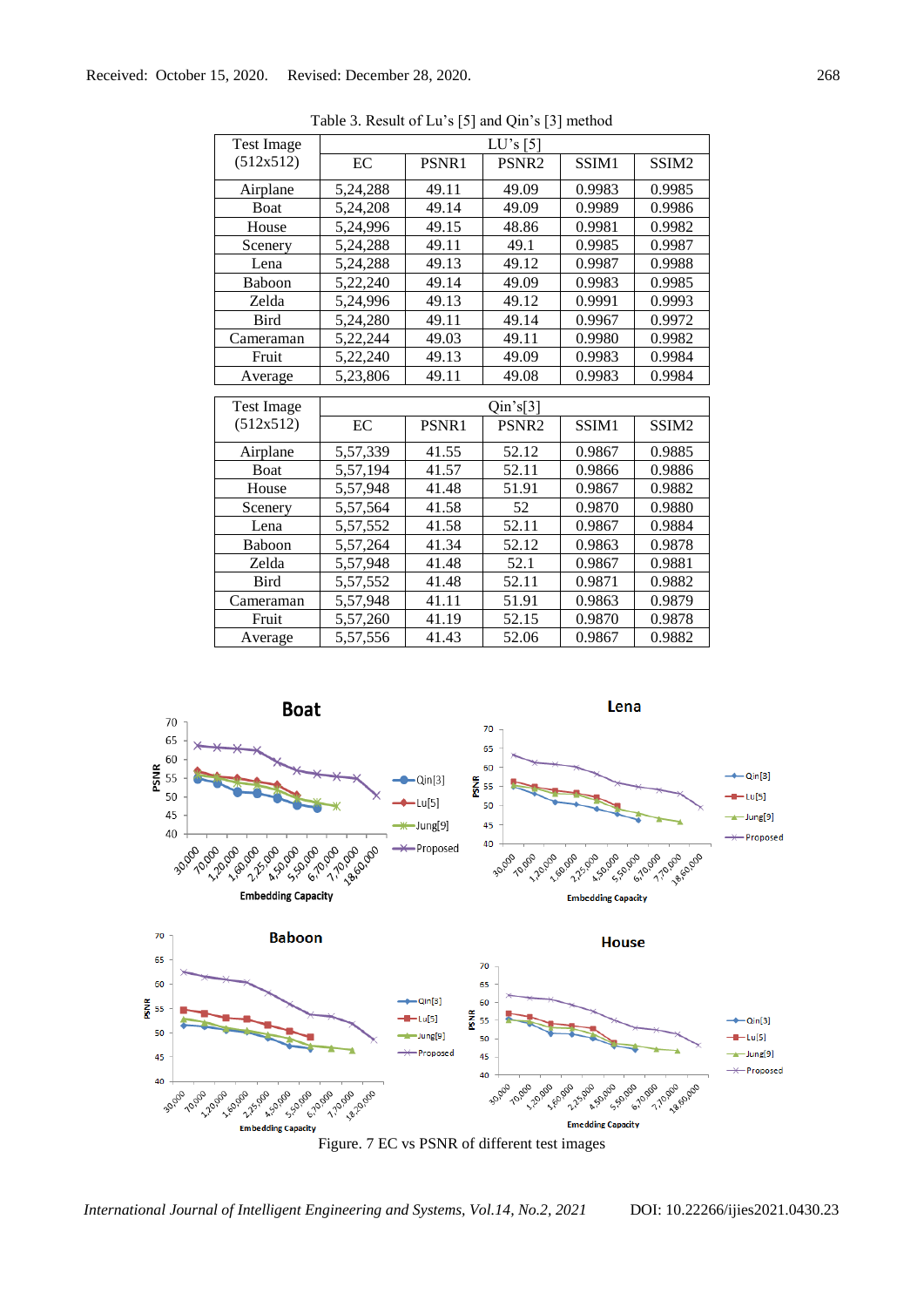Table 3. Result of Lu's [5] and Qin's [3] method

| Test Image (512x512) | LU's [5] | | | | |
|---|---|---|---|---|---|
| | EC | PSNR1 | PSNR2 | SSIM1 | SSIM2 |
| Airplane | 5,24,288 | 49.11 | 49.09 | 0.9983 | 0.9985 |
| Boat | 5,24,208 | 49.14 | 49.09 | 0.9989 | 0.9986 |
| House | 5,24,996 | 49.15 | 48.86 | 0.9981 | 0.9982 |
| Scenery | 5,24,288 | 49.11 | 49.1 | 0.9985 | 0.9987 |
| Lena | 5,24,288 | 49.13 | 49.12 | 0.9987 | 0.9988 |
| Baboon | 5,22,240 | 49.14 | 49.09 | 0.9983 | 0.9985 |
| Zelda | 5,24,996 | 49.13 | 49.12 | 0.9991 | 0.9993 |
| Bird | 5,24,280 | 49.11 | 49.14 | 0.9967 | 0.9972 |
| Cameraman | 5,22,244 | 49.03 | 49.11 | 0.9980 | 0.9982 |
| Fruit | 5,22,240 | 49.13 | 49.09 | 0.9983 | 0.9984 |
| Average | 5,23,806 | 49.11 | 49.08 | 0.9983 | 0.9984 |

| Test Image (512x512) | Qin's[3] | | | | |
|---|---|---|---|---|---|
| | EC | PSNR1 | PSNR2 | SSIM1 | SSIM2 |
| Airplane | 5,57,339 | 41.55 | 52.12 | 0.9867 | 0.9885 |
| Boat | 5,57,194 | 41.57 | 52.11 | 0.9866 | 0.9886 |
| House | 5,57,948 | 41.48 | 51.91 | 0.9867 | 0.9882 |
| Scenery | 5,57,564 | 41.58 | 52 | 0.9870 | 0.9880 |
| Lena | 5,57,552 | 41.58 | 52.11 | 0.9867 | 0.9884 |
| Baboon | 5,57,264 | 41.34 | 52.12 | 0.9863 | 0.9878 |
| Zelda | 5,57,948 | 41.48 | 52.1 | 0.9867 | 0.9881 |
| Bird | 5,57,552 | 41.48 | 52.11 | 0.9871 | 0.9882 |
| Cameraman | 5,57,948 | 41.11 | 51.91 | 0.9863 | 0.9879 |
| Fruit | 5,57,260 | 41.19 | 52.15 | 0.9870 | 0.9878 |
| Average | 5,57,556 | 41.43 | 52.06 | 0.9867 | 0.9882 |

Figure. 7 EC vs PSNR of different test images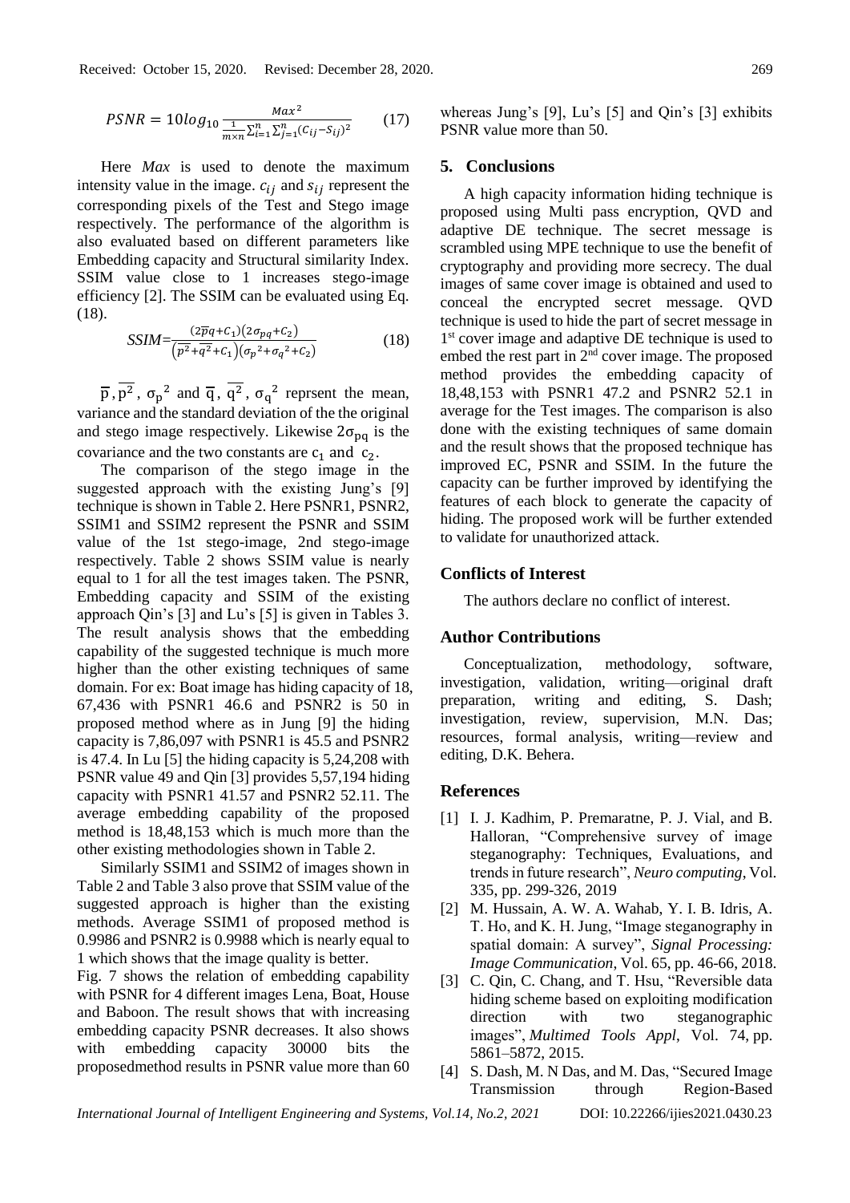$$PSNR = 10log_{10}\frac{Max^2}{\frac{1}{m\times n}\sum_{i=1}^{n}\sum_{j=1}^{n}(C_{ij}-S_{ij})^2} \qquad (17)$$

Here *Max* is used to denote the maximum intensity value in the image. $c_{ij}$ and $s_{ij}$ represent the corresponding pixels of the Test and Stego image respectively. The performance of the algorithm is also evaluated based on different parameters like Embedding capacity and Structural similarity Index. SSIM value close to 1 increases stego-image efficiency [2]. The SSIM can be evaluated using Eq. (18).

$$SSIM=\frac{(2\overline{p}q+C_1)(2\sigma_{pq}+C_2)}{\left(\overline{p^2}+\overline{q^2}+C_1\right)(\sigma_p{}^2+\sigma_q{}^2+C_2)} \qquad (18)$$

$\overline{p}$, $\overline{p^2}$, $\sigma_p{}^2$ and $\overline{q}$, $\overline{q^2}$, $\sigma_q{}^2$ reprsent the mean, variance and the standard deviation of the the original and stego image respectively. Likewise $2\sigma_{pq}$ is the covariance and the two constants are $c_1$ and $c_2$.

The comparison of the stego image in the suggested approach with the existing Jung's [9] technique is shown in Table 2. Here PSNR1, PSNR2, SSIM1 and SSIM2 represent the PSNR and SSIM value of the 1st stego-image, 2nd stego-image respectively. Table 2 shows SSIM value is nearly equal to 1 for all the test images taken. The PSNR, Embedding capacity and SSIM of the existing approach Qin's [3] and Lu's [5] is given in Tables 3. The result analysis shows that the embedding capability of the suggested technique is much more higher than the other existing techniques of same domain. For ex: Boat image has hiding capacity of 18, 67,436 with PSNR1 46.6 and PSNR2 is 50 in proposed method where as in Jung [9] the hiding capacity is 7,86,097 with PSNR1 is 45.5 and PSNR2 is 47.4. In Lu [5] the hiding capacity is 5,24,208 with PSNR value 49 and Qin [3] provides 5,57,194 hiding capacity with PSNR1 41.57 and PSNR2 52.11. The average embedding capability of the proposed method is 18,48,153 which is much more than the other existing methodologies shown in Table 2.

Similarly SSIM1 and SSIM2 of images shown in Table 2 and Table 3 also prove that SSIM value of the suggested approach is higher than the existing methods. Average SSIM1 of proposed method is 0.9986 and PSNR2 is 0.9988 which is nearly equal to 1 which shows that the image quality is better.

Fig. 7 shows the relation of embedding capability with PSNR for 4 different images Lena, Boat, House and Baboon. The result shows that with increasing embedding capacity PSNR decreases. It also shows with embedding capacity 30000 bits the proposedmethod results in PSNR value more than 60 whereas Jung's [9], Lu's [5] and Qin's [3] exhibits PSNR value more than 50.

## 5. Conclusions

A high capacity information hiding technique is proposed using Multi pass encryption, QVD and adaptive DE technique. The secret message is scrambled using MPE technique to use the benefit of cryptography and providing more secrecy. The dual images of same cover image is obtained and used to conceal the encrypted secret message. QVD technique is used to hide the part of secret message in 1st cover image and adaptive DE technique is used to embed the rest part in 2nd cover image. The proposed method provides the embedding capacity of 18,48,153 with PSNR1 47.2 and PSNR2 52.1 in average for the Test images. The comparison is also done with the existing techniques of same domain and the result shows that the proposed technique has improved EC, PSNR and SSIM. In the future the capacity can be further improved by identifying the features of each block to generate the capacity of hiding. The proposed work will be further extended to validate for unauthorized attack.

## Conflicts of Interest

The authors declare no conflict of interest.

## Author Contributions

Conceptualization, methodology, software, investigation, validation, writing—original draft preparation, writing and editing, S. Dash; investigation, review, supervision, M.N. Das; resources, formal analysis, writing—review and editing, D.K. Behera.

## References

[1] I. J. Kadhim, P. Premaratne, P. J. Vial, and B. Halloran, "Comprehensive survey of image steganography: Techniques, Evaluations, and trends in future research", *Neuro computing*, Vol. 335, pp. 299-326, 2019

[2] M. Hussain, A. W. A. Wahab, Y. I. B. Idris, A. T. Ho, and K. H. Jung, "Image steganography in spatial domain: A survey", *Signal Processing: Image Communication*, Vol. 65, pp. 46-66, 2018.

[3] C. Qin, C. Chang, and T. Hsu, "Reversible data hiding scheme based on exploiting modification direction with two steganographic images", *Multimed Tools Appl*, Vol. 74, pp. 5861–5872, 2015.

[4] S. Dash, M. N Das, and M. Das, "Secured Image Transmission through Region-Based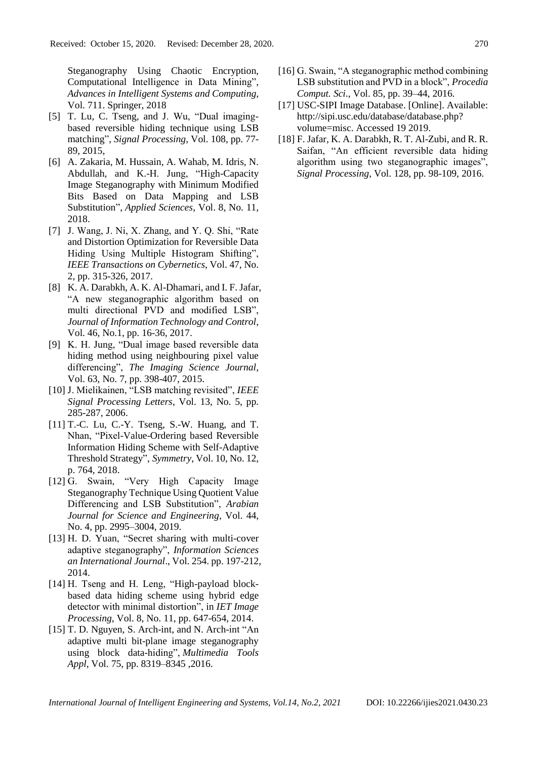Steganography Using Chaotic Encryption, Computational Intelligence in Data Mining", *Advances in Intelligent Systems and Computing*, Vol. 711. Springer, 2018

[5] T. Lu, C. Tseng, and J. Wu, "Dual imaging-based reversible hiding technique using LSB matching", *Signal Processing*, Vol. 108, pp. 77-89, 2015,

[6] A. Zakaria, M. Hussain, A. Wahab, M. Idris, N. Abdullah, and K.-H. Jung, "High-Capacity Image Steganography with Minimum Modified Bits Based on Data Mapping and LSB Substitution", *Applied Sciences*, Vol. 8, No. 11, 2018.

[7] J. Wang, J. Ni, X. Zhang, and Y. Q. Shi, "Rate and Distortion Optimization for Reversible Data Hiding Using Multiple Histogram Shifting", *IEEE Transactions on Cybernetics*, Vol. 47, No. 2, pp. 315-326, 2017.

[8] K. A. Darabkh, A. K. Al-Dhamari, and I. F. Jafar, "A new steganographic algorithm based on multi directional PVD and modified LSB", *Journal of Information Technology and Control*, Vol. 46, No.1, pp. 16-36, 2017.

[9] K. H. Jung, "Dual image based reversible data hiding method using neighbouring pixel value differencing", *The Imaging Science Journal*, Vol. 63, No. 7, pp. 398-407, 2015.

[10] J. Mielikainen, "LSB matching revisited", *IEEE Signal Processing Letters*, Vol. 13, No. 5, pp. 285-287, 2006.

[11] T.-C. Lu, C.-Y. Tseng, S.-W. Huang, and T. Nhan, "Pixel-Value-Ordering based Reversible Information Hiding Scheme with Self-Adaptive Threshold Strategy", *Symmetry*, Vol. 10, No. 12, p. 764, 2018.

[12] G. Swain, "Very High Capacity Image Steganography Technique Using Quotient Value Differencing and LSB Substitution", *Arabian Journal for Science and Engineering*, Vol. 44, No. 4, pp. 2995–3004, 2019.

[13] H. D. Yuan, "Secret sharing with multi-cover adaptive steganography", *Information Sciences an International Journal*., Vol. 254. pp. 197-212, 2014.

[14] H. Tseng and H. Leng, "High-payload block-based data hiding scheme using hybrid edge detector with minimal distortion", in *IET Image Processing*, Vol. 8, No. 11, pp. 647-654, 2014.

[15] T. D. Nguyen, S. Arch-int, and N. Arch-int "An adaptive multi bit-plane image steganography using block data-hiding", *Multimedia Tools Appl*, Vol. 75, pp. 8319–8345 ,2016.

[16] G. Swain, "A steganographic method combining LSB substitution and PVD in a block", *Procedia Comput. Sci*., Vol. 85, pp. 39–44, 2016.

[17] USC-SIPI Image Database. [Online]. Available: http://sipi.usc.edu/database/database.php?volume=misc. Accessed 19 2019.

[18] F. Jafar, K. A. Darabkh, R. T. Al-Zubi, and R. R. Saifan, "An efficient reversible data hiding algorithm using two steganographic images", *Signal Processing*, Vol. 128, pp. 98-109, 2016.